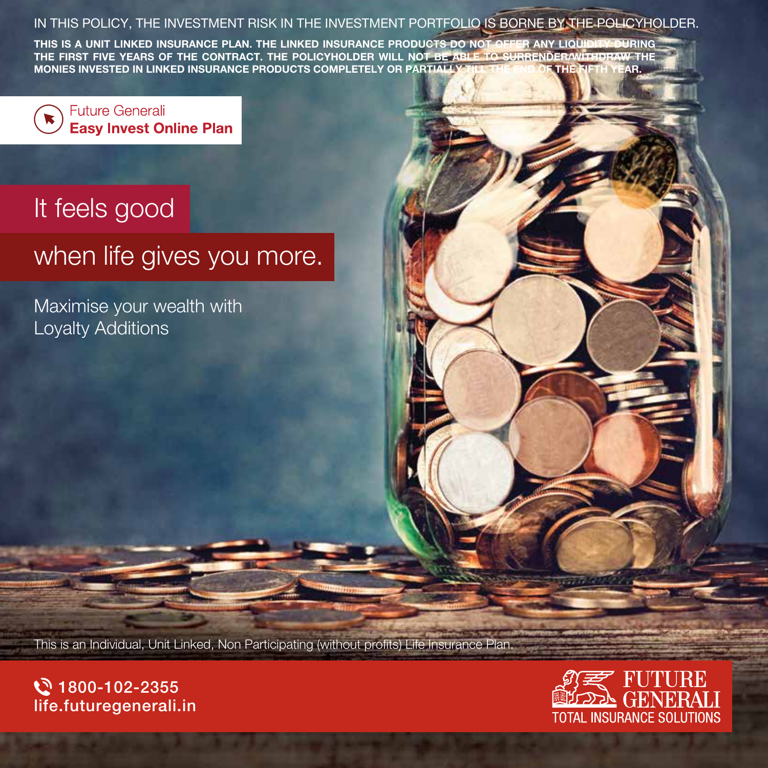IN THIS POLICY, THE INVESTMENT RISK IN THE INVESTMENT PORTFOLIO IS BORNE BY THE POLICYHOLDER.

**THIS IS A UNIT LINKED INSURANCE PLAN. THE LINKED INSURANCE PRODUCTS DO NOT OFFER ANY LIQUIDITY DURING THE FIRST FIVE YEARS OF THE CONTRACT. THE POLICYHOLDER WILL NOT BE ABLE TO SURRENDER/WITHDRAW THE MONIES INVESTED IN LINKED INSURANCE PRODUCTS COMPLETELY OR PARTIALLY TILL THE END OF THE FIFTH YEAR.**

Future Generali
**Easy Invest Online Plan**

# It feels good when life gives you more.

Maximise your wealth with Loyalty Additions

This is an Individual, Unit Linked, Non Participating (without profits) Life Insurance Plan.

1800-102-2355
life.futuregenerali.in

FUTURE GENERALI
TOTAL INSURANCE SOLUTIONS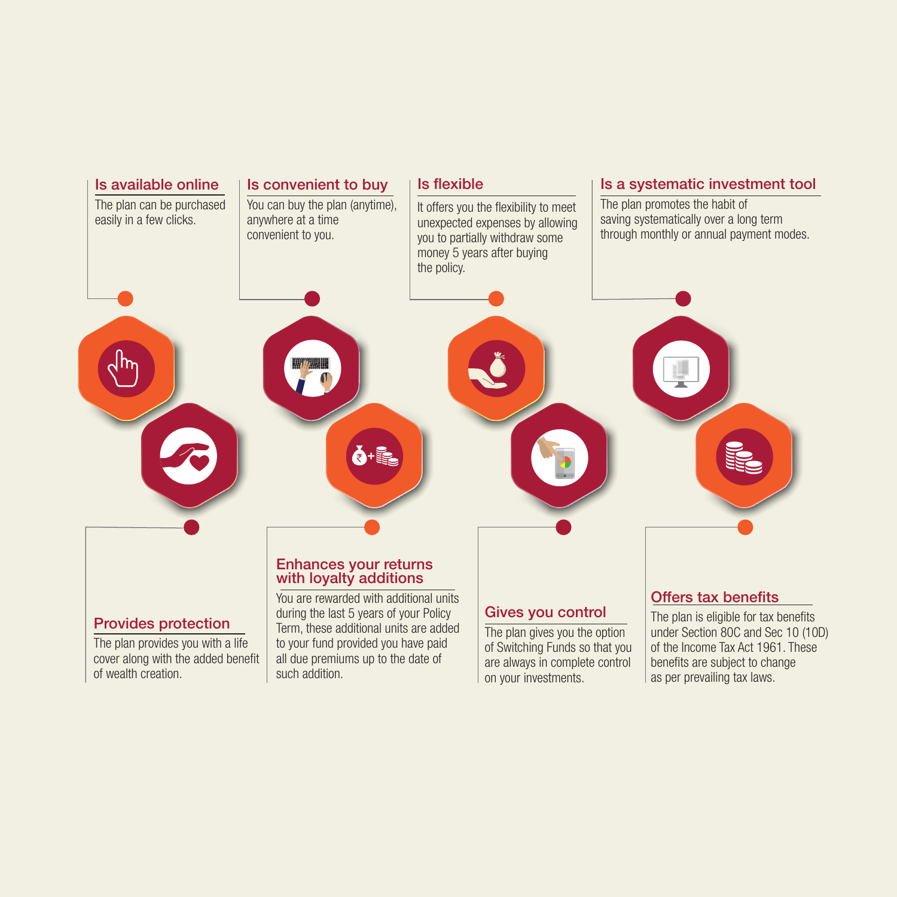### Is available online

The plan can be purchased easily in a few clicks.

### Is convenient to buy

You can buy the plan (anytime), anywhere at a time convenient to you.

### Is flexible

It offers you the flexibility to meet unexpected expenses by allowing you to partially withdraw some money 5 years after buying the policy.

### Is a systematic investment tool

The plan promotes the habit of saving systematically over a long term through monthly or annual payment modes.

### Provides protection

The plan provides you with a life cover along with the added benefit of wealth creation.

### Enhances your returns with loyalty additions

You are rewarded with additional units during the last 5 years of your Policy Term, these additional units are added to your fund provided you have paid all due premiums up to the date of such addition.

### Gives you control

The plan gives you the option of Switching Funds so that you are always in complete control on your investments.

### Offers tax benefits

The plan is eligible for tax benefits under Section 80C and Sec 10 (10D) of the Income Tax Act 1961. These benefits are subject to change as per prevailing tax laws.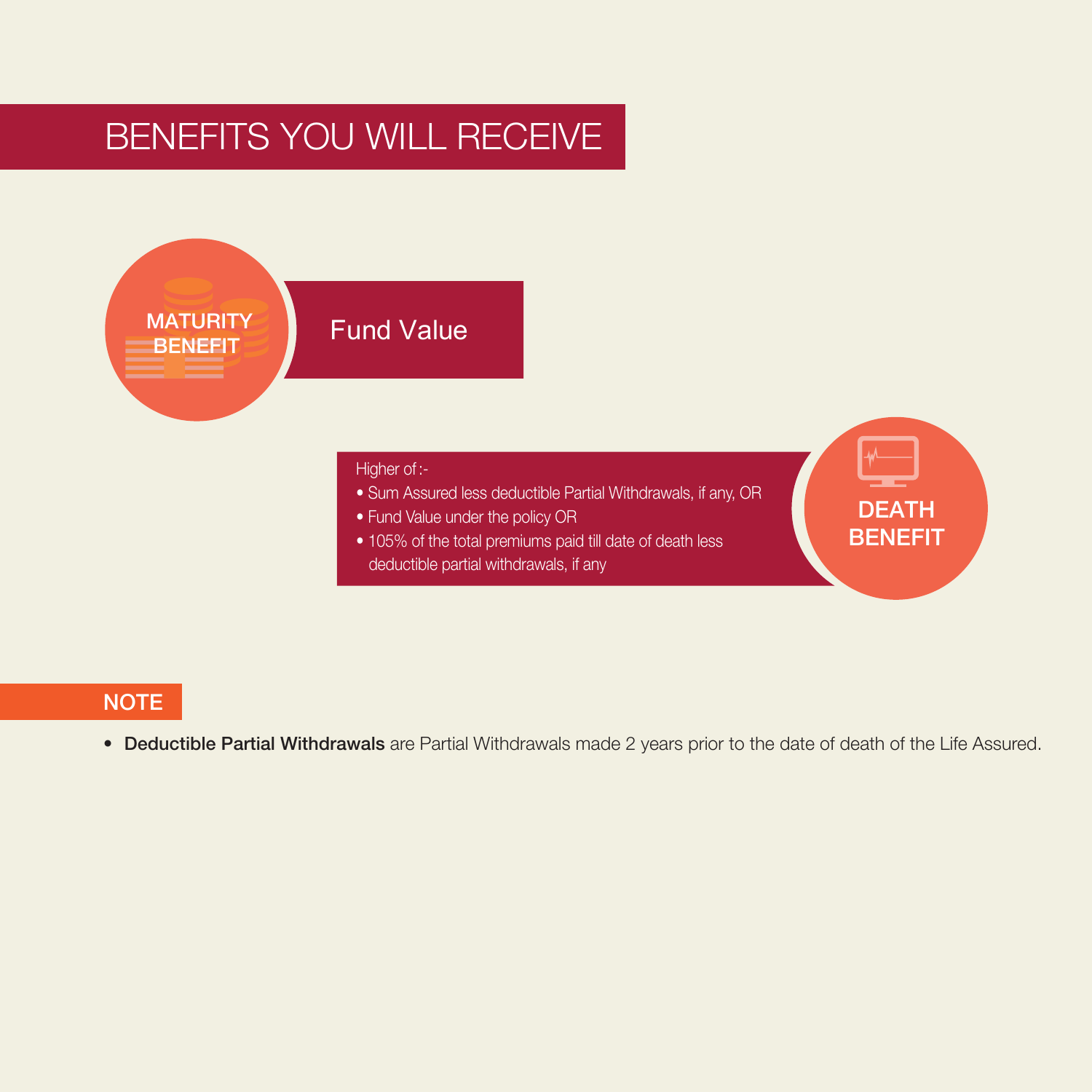# BENEFITS YOU WILL RECEIVE

## MATURITY BENEFIT

Fund Value

## DEATH BENEFIT

Higher of :-

- Sum Assured less deductible Partial Withdrawals, if any, OR
- Fund Value under the policy OR
- 105% of the total premiums paid till date of death less deductible partial withdrawals, if any

## NOTE

- **Deductible Partial Withdrawals** are Partial Withdrawals made 2 years prior to the date of death of the Life Assured.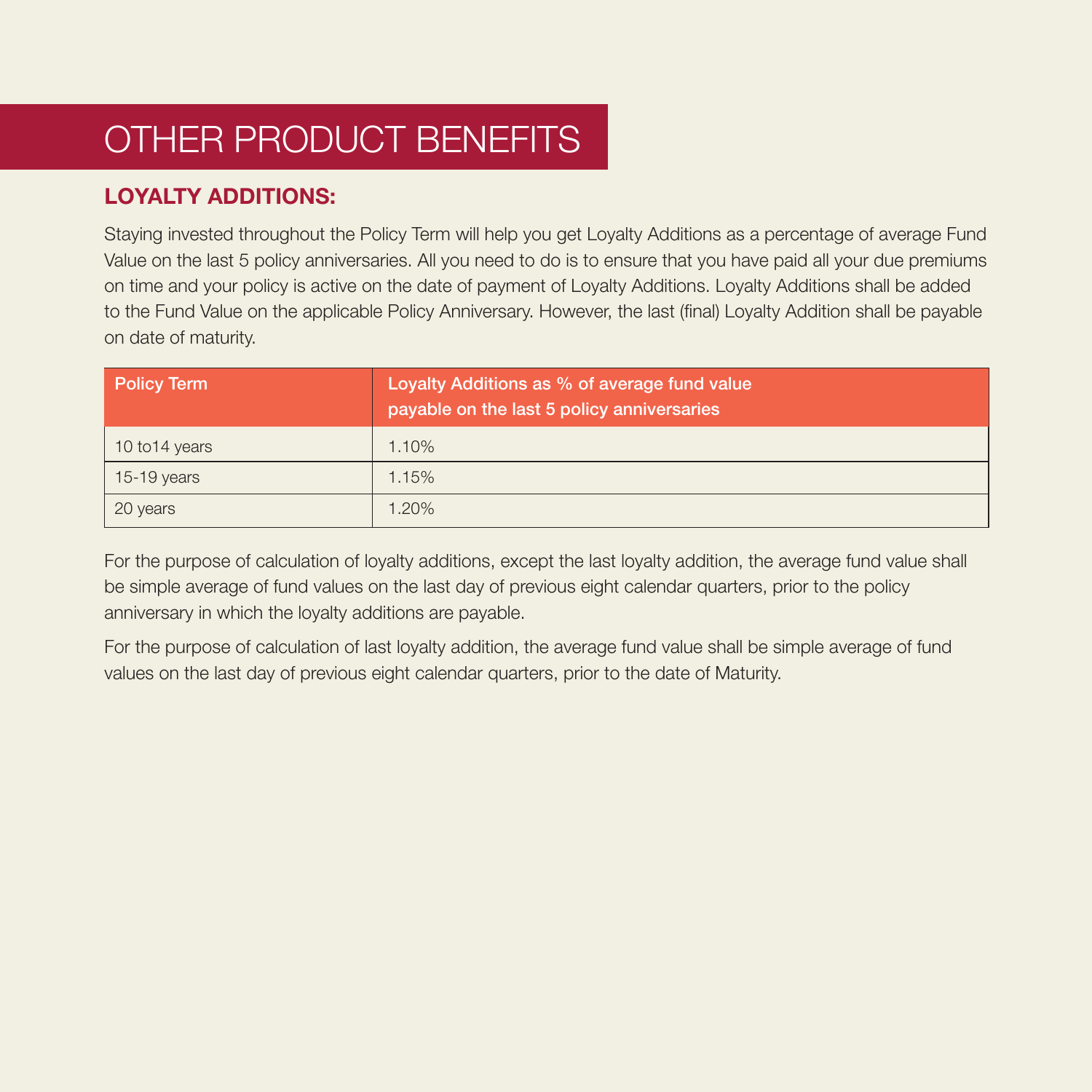# OTHER PRODUCT BENEFITS

## LOYALTY ADDITIONS:

Staying invested throughout the Policy Term will help you get Loyalty Additions as a percentage of average Fund Value on the last 5 policy anniversaries. All you need to do is to ensure that you have paid all your due premiums on time and your policy is active on the date of payment of Loyalty Additions. Loyalty Additions shall be added to the Fund Value on the applicable Policy Anniversary. However, the last (final) Loyalty Addition shall be payable on date of maturity.

| Policy Term | Loyalty Additions as % of average fund value payable on the last 5 policy anniversaries |
|---|---|
| 10 to14 years | 1.10% |
| 15-19 years | 1.15% |
| 20 years | 1.20% |

For the purpose of calculation of loyalty additions, except the last loyalty addition, the average fund value shall be simple average of fund values on the last day of previous eight calendar quarters, prior to the policy anniversary in which the loyalty additions are payable.

For the purpose of calculation of last loyalty addition, the average fund value shall be simple average of fund values on the last day of previous eight calendar quarters, prior to the date of Maturity.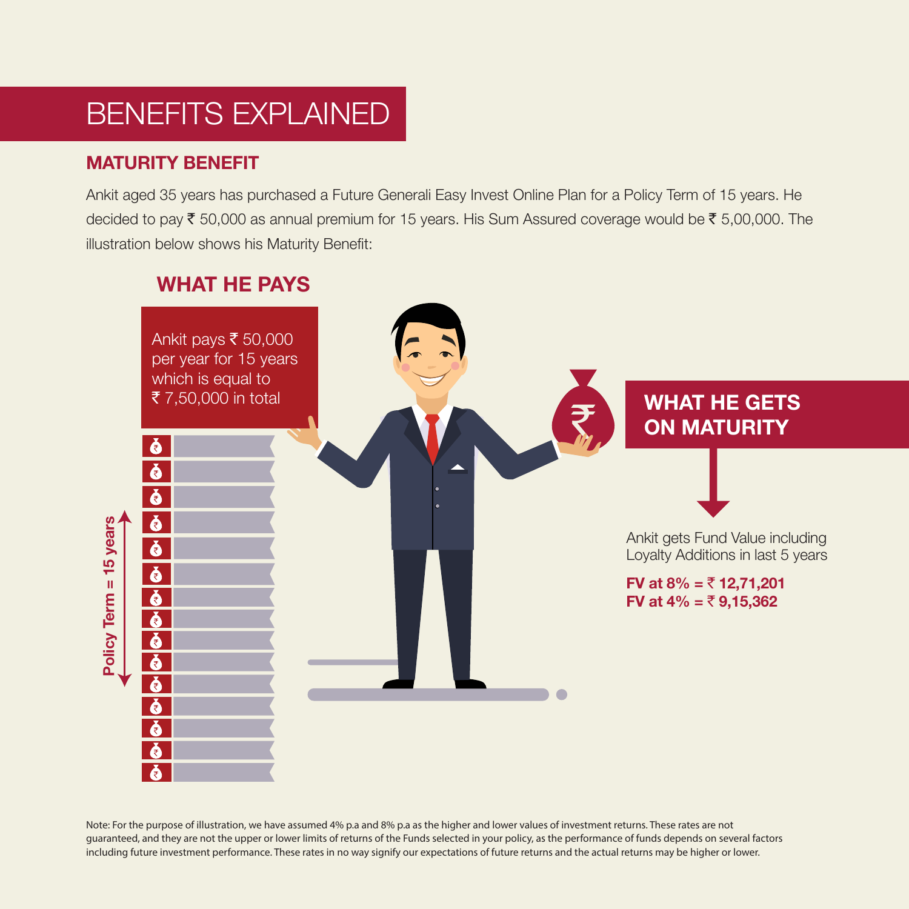# BENEFITS EXPLAINED

## MATURITY BENEFIT

Ankit aged 35 years has purchased a Future Generali Easy Invest Online Plan for a Policy Term of 15 years. He decided to pay ₹ 50,000 as annual premium for 15 years. His Sum Assured coverage would be ₹ 5,00,000. The illustration below shows his Maturity Benefit:

### WHAT HE PAYS

Ankit pays ₹ 50,000 per year for 15 years which is equal to ₹ 7,50,000 in total

Policy Term = 15 years

### WHAT HE GETS ON MATURITY

Ankit gets Fund Value including Loyalty Additions in last 5 years

**FV at 8% = ₹ 12,71,201**
**FV at 4% = ₹ 9,15,362**

Note: For the purpose of illustration, we have assumed 4% p.a and 8% p.a as the higher and lower values of investment returns. These rates are not guaranteed, and they are not the upper or lower limits of returns of the Funds selected in your policy, as the performance of funds depends on several factors including future investment performance. These rates in no way signify our expectations of future returns and the actual returns may be higher or lower.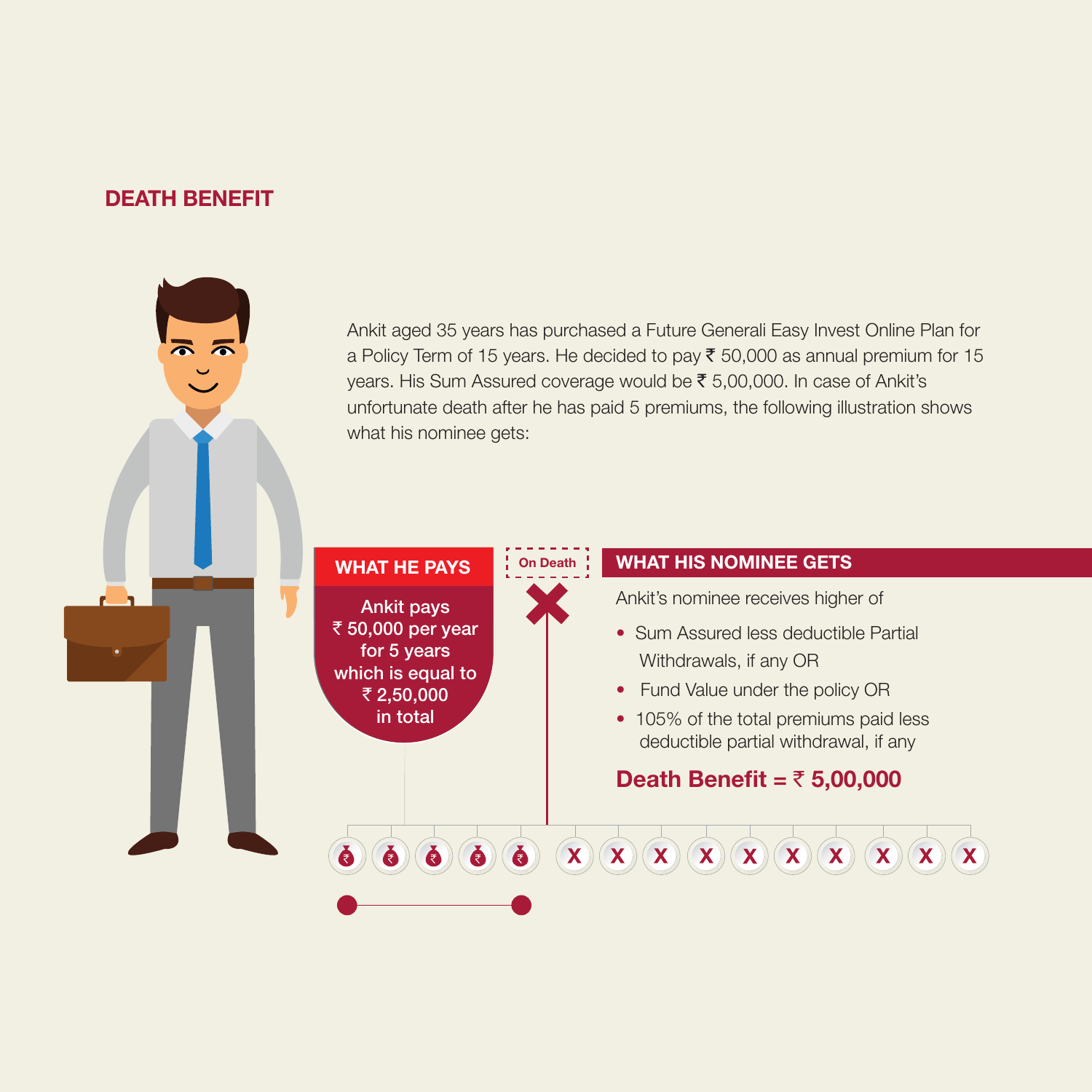## DEATH BENEFIT

Ankit aged 35 years has purchased a Future Generali Easy Invest Online Plan for a Policy Term of 15 years. He decided to pay ₹ 50,000 as annual premium for 15 years. His Sum Assured coverage would be ₹ 5,00,000. In case of Ankit's unfortunate death after he has paid 5 premiums, the following illustration shows what his nominee gets:

**WHAT HE PAYS**

Ankit pays ₹ 50,000 per year for 5 years which is equal to ₹ 2,50,000 in total

**On Death**

**WHAT HIS NOMINEE GETS**

Ankit's nominee receives higher of

- Sum Assured less deductible Partial Withdrawals, if any OR
- Fund Value under the policy OR
- 105% of the total premiums paid less deductible partial withdrawal, if any

**Death Benefit = ₹ 5,00,000**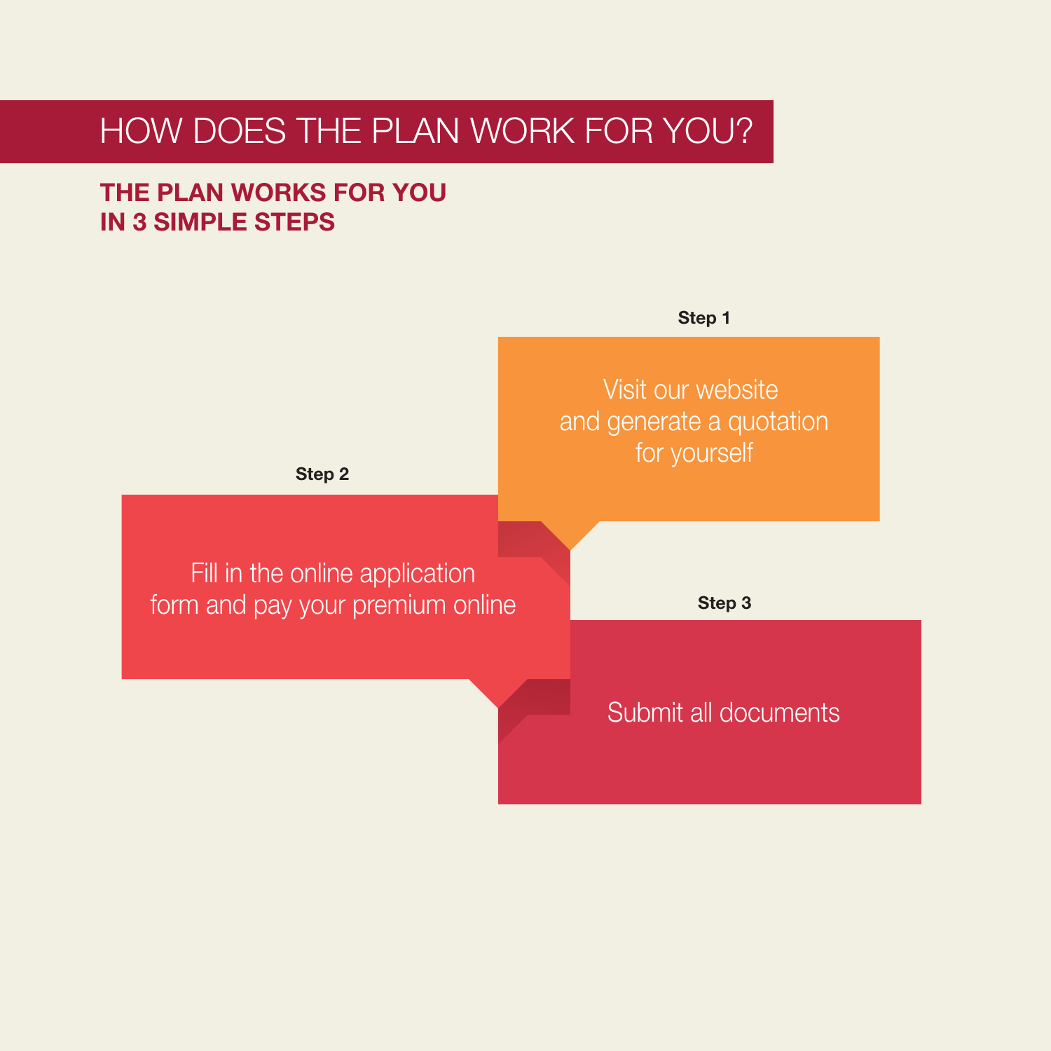# HOW DOES THE PLAN WORK FOR YOU?

## THE PLAN WORKS FOR YOU IN 3 SIMPLE STEPS

**Step 1**

Visit our website and generate a quotation for yourself

**Step 2**

Fill in the online application form and pay your premium online

**Step 3**

Submit all documents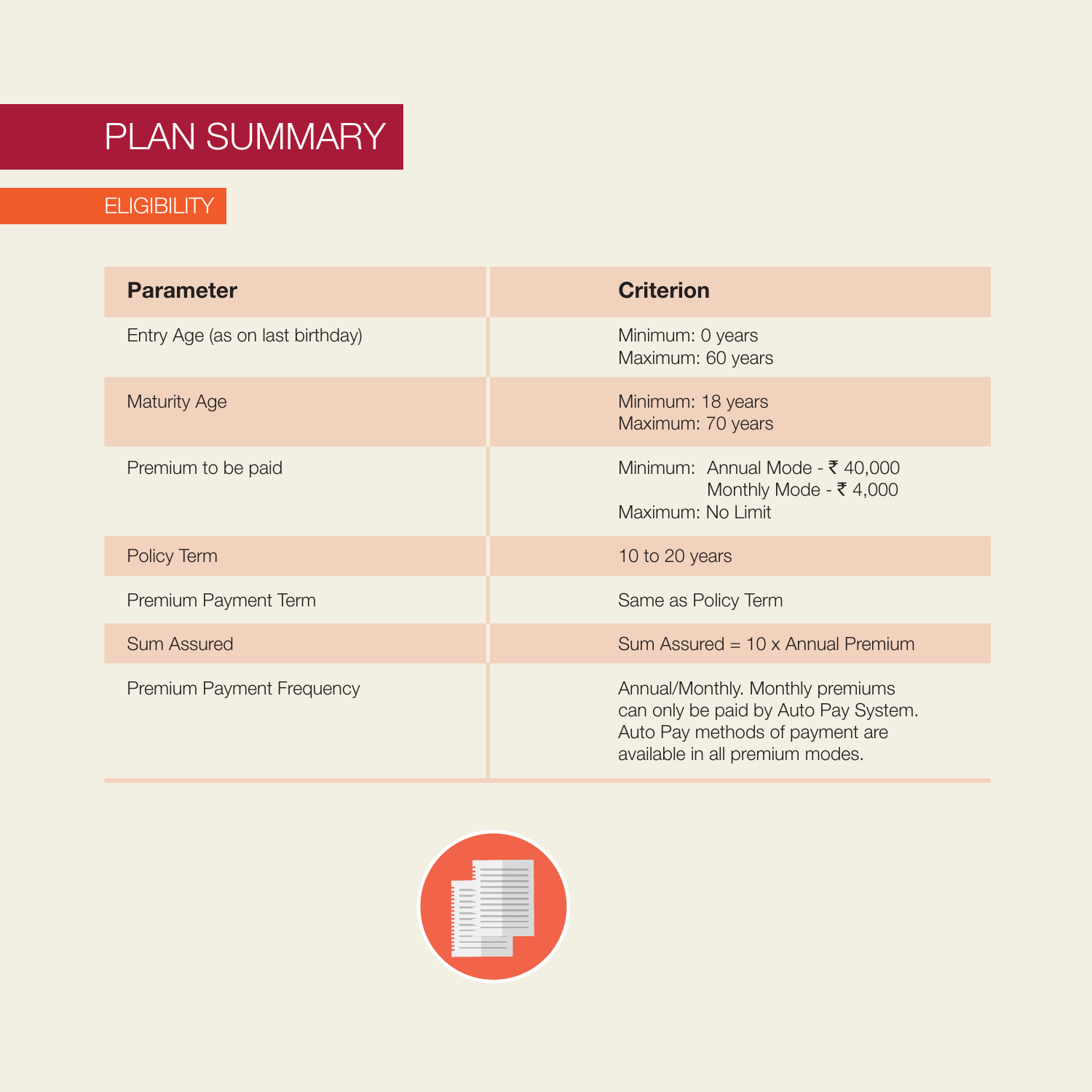# PLAN SUMMARY

## ELIGIBILITY

| Parameter | Criterion |
|---|---|
| Entry Age (as on last birthday) | Minimum: 0 years<br>Maximum: 60 years |
| Maturity Age | Minimum: 18 years<br>Maximum: 70 years |
| Premium to be paid | Minimum: Annual Mode - ₹ 40,000<br>Monthly Mode - ₹ 4,000<br>Maximum: No Limit |
| Policy Term | 10 to 20 years |
| Premium Payment Term | Same as Policy Term |
| Sum Assured | Sum Assured = 10 x Annual Premium |
| Premium Payment Frequency | Annual/Monthly. Monthly premiums can only be paid by Auto Pay System. Auto Pay methods of payment are available in all premium modes. |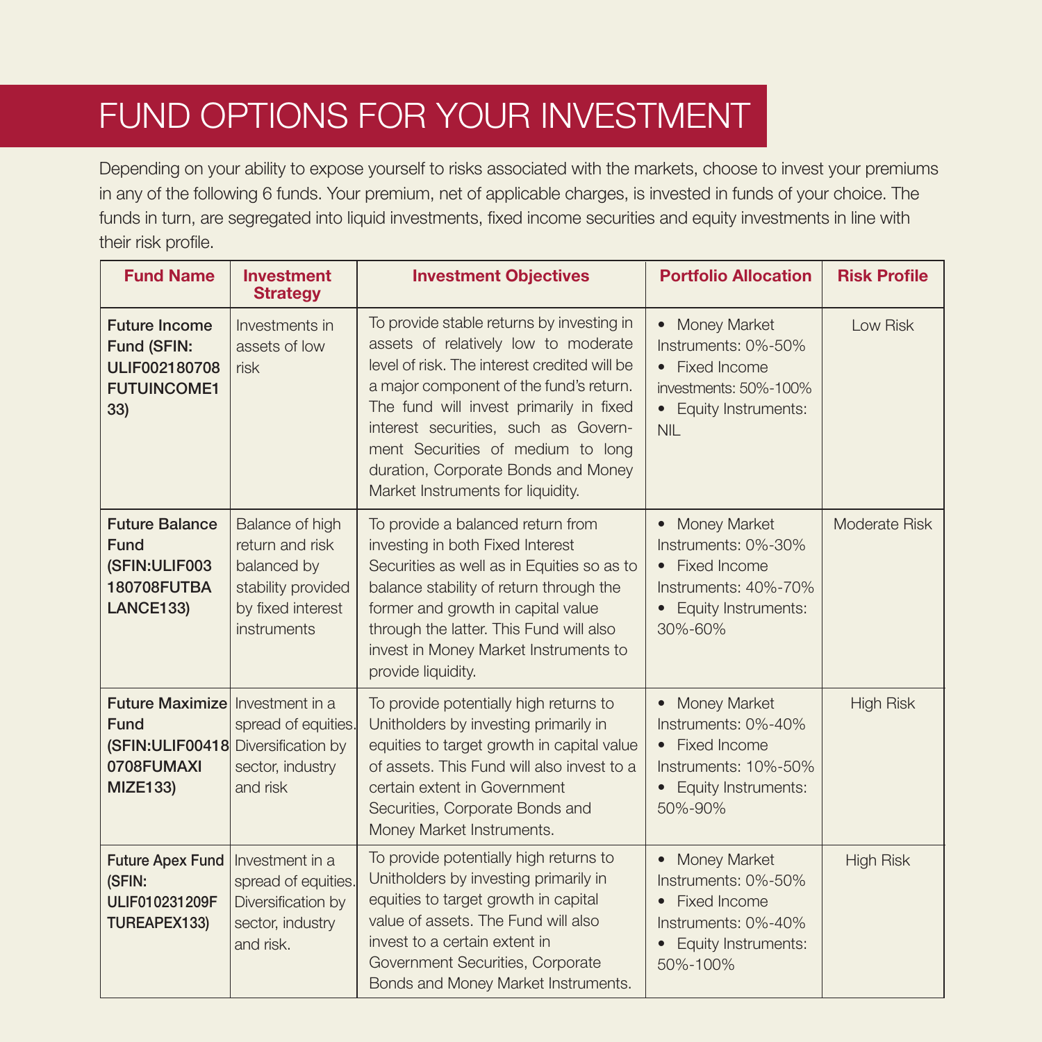# FUND OPTIONS FOR YOUR INVESTMENT

Depending on your ability to expose yourself to risks associated with the markets, choose to invest your premiums in any of the following 6 funds. Your premium, net of applicable charges, is invested in funds of your choice. The funds in turn, are segregated into liquid investments, fixed income securities and equity investments in line with their risk profile.

| Fund Name | Investment Strategy | Investment Objectives | Portfolio Allocation | Risk Profile |
|---|---|---|---|---|
| **Future Income Fund (SFIN: ULIF002180708 FUTUINCOME133)** | Investments in assets of low risk | To provide stable returns by investing in assets of relatively low to moderate level of risk. The interest credited will be a major component of the fund's return. The fund will invest primarily in fixed interest securities, such as Government Securities of medium to long duration, Corporate Bonds and Money Market Instruments for liquidity. | • Money Market Instruments: 0%-50% • Fixed Income investments: 50%-100% • Equity Instruments: NIL | Low Risk |
| **Future Balance Fund (SFIN:ULIF003 180708FUTBA LANCE133)** | Balance of high return and risk balanced by stability provided by fixed interest instruments | To provide a balanced return from investing in both Fixed Interest Securities as well as in Equities so as to balance stability of return through the former and growth in capital value through the latter. This Fund will also invest in Money Market Instruments to provide liquidity. | • Money Market Instruments: 0%-30% • Fixed Income Instruments: 40%-70% • Equity Instruments: 30%-60% | Moderate Risk |
| **Future Maximize Fund (SFIN:ULIF00418 0708FUMAXI MIZE133)** | Investment in a spread of equities. Diversification by sector, industry and risk | To provide potentially high returns to Unitholders by investing primarily in equities to target growth in capital value of assets. This Fund will also invest to a certain extent in Government Securities, Corporate Bonds and Money Market Instruments. | • Money Market Instruments: 0%-40% • Fixed Income Instruments: 10%-50% • Equity Instruments: 50%-90% | High Risk |
| **Future Apex Fund (SFIN: ULIF010231209F TUREAPEX133)** | Investment in a spread of equities. Diversification by sector, industry and risk. | To provide potentially high returns to Unitholders by investing primarily in equities to target growth in capital value of assets. The Fund will also invest to a certain extent in Government Securities, Corporate Bonds and Money Market Instruments. | • Money Market Instruments: 0%-50% • Fixed Income Instruments: 0%-40% • Equity Instruments: 50%-100% | High Risk |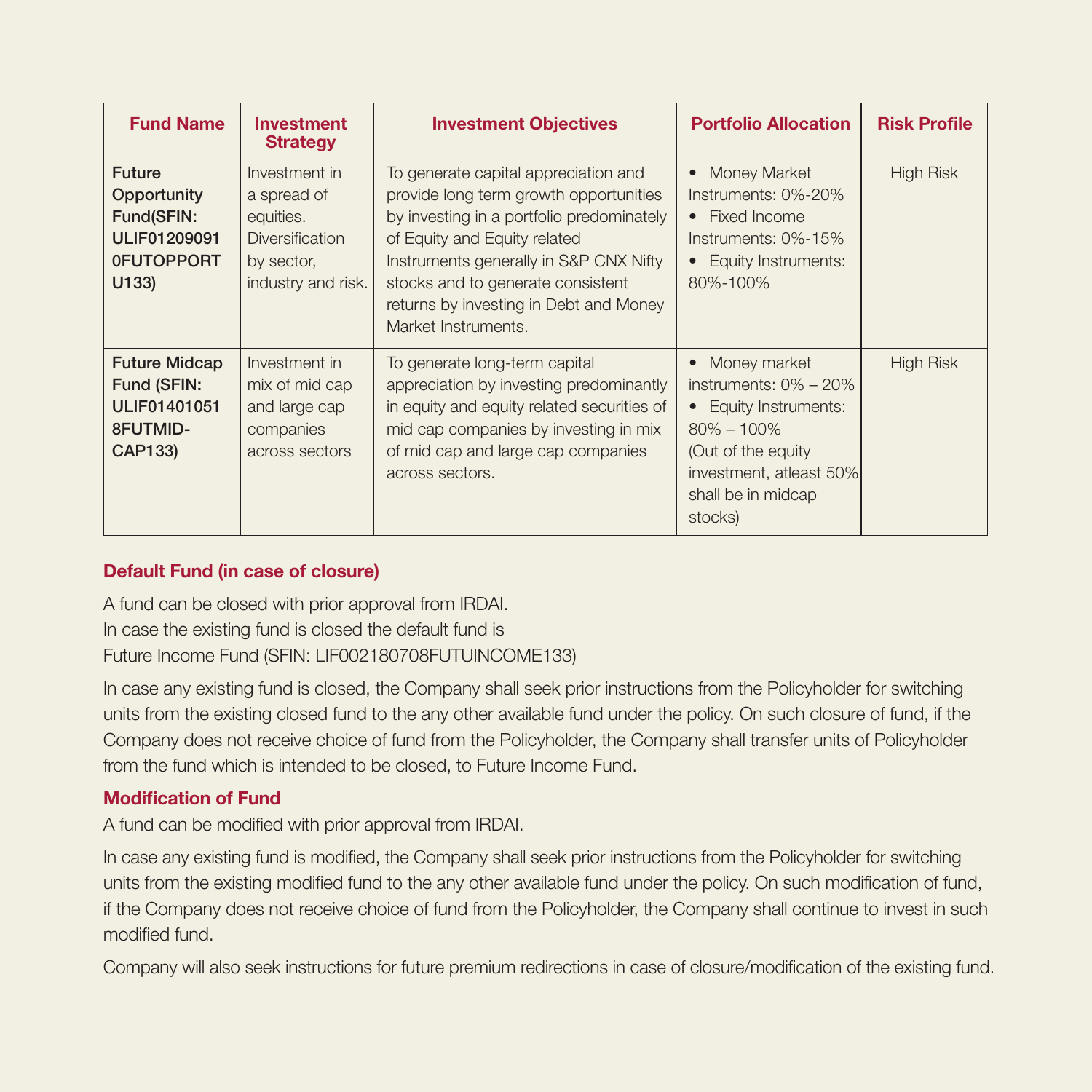| Fund Name | Investment Strategy | Investment Objectives | Portfolio Allocation | Risk Profile |
|---|---|---|---|---|
| **Future Opportunity Fund(SFIN: ULIF01209091 0FUTOPPORT U133)** | Investment in a spread of equities. Diversification by sector, industry and risk. | To generate capital appreciation and provide long term growth opportunities by investing in a portfolio predominately of Equity and Equity related Instruments generally in S&P CNX Nifty stocks and to generate consistent returns by investing in Debt and Money Market Instruments. | • Money Market Instruments: 0%-20%<br>• Fixed Income Instruments: 0%-15%<br>• Equity Instruments: 80%-100% | High Risk |
| **Future Midcap Fund (SFIN: ULIF01401051 8FUTMID-CAP133)** | Investment in mix of mid cap and large cap companies across sectors | To generate long-term capital appreciation by investing predominantly in equity and equity related securities of mid cap companies by investing in mix of mid cap and large cap companies across sectors. | • Money market instruments: 0% – 20%<br>• Equity Instruments: 80% – 100%<br>(Out of the equity investment, atleast 50% shall be in midcap stocks) | High Risk |

### Default Fund (in case of closure)

A fund can be closed with prior approval from IRDAI.
In case the existing fund is closed the default fund is
Future Income Fund (SFIN: LIF002180708FUTUINCOME133)

In case any existing fund is closed, the Company shall seek prior instructions from the Policyholder for switching units from the existing closed fund to the any other available fund under the policy. On such closure of fund, if the Company does not receive choice of fund from the Policyholder, the Company shall transfer units of Policyholder from the fund which is intended to be closed, to Future Income Fund.

### Modification of Fund

A fund can be modified with prior approval from IRDAI.

In case any existing fund is modified, the Company shall seek prior instructions from the Policyholder for switching units from the existing modified fund to the any other available fund under the policy. On such modification of fund, if the Company does not receive choice of fund from the Policyholder, the Company shall continue to invest in such modified fund.

Company will also seek instructions for future premium redirections in case of closure/modification of the existing fund.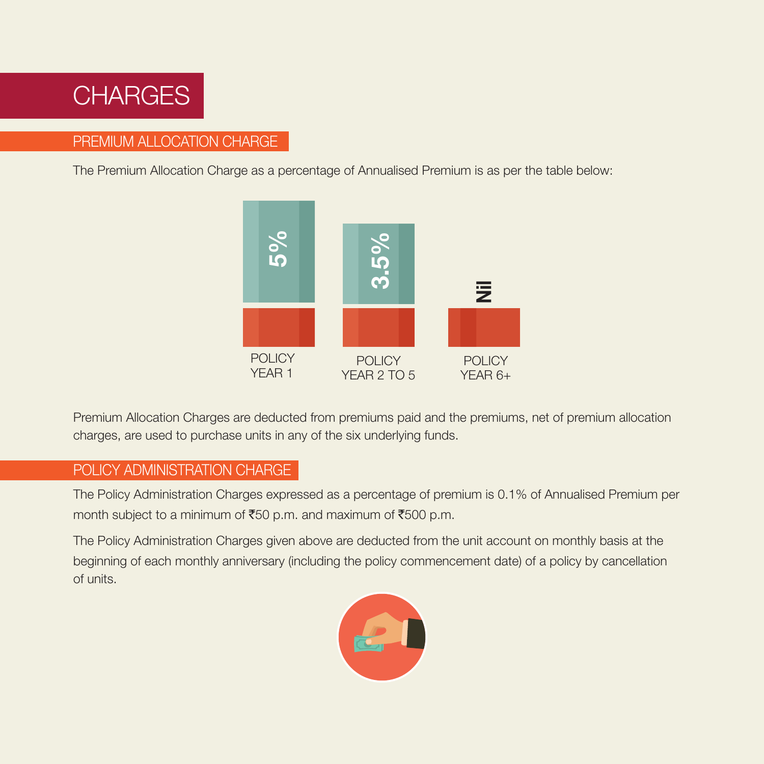# CHARGES

## PREMIUM ALLOCATION CHARGE

The Premium Allocation Charge as a percentage of Annualised Premium is as per the table below:

| POLICY YEAR 1 | POLICY YEAR 2 TO 5 | POLICY YEAR 6+ |
|---|---|---|
| 5% | 3.5% | Nil |

Premium Allocation Charges are deducted from premiums paid and the premiums, net of premium allocation charges, are used to purchase units in any of the six underlying funds.

## POLICY ADMINISTRATION CHARGE

The Policy Administration Charges expressed as a percentage of premium is 0.1% of Annualised Premium per month subject to a minimum of ₹50 p.m. and maximum of ₹500 p.m.

The Policy Administration Charges given above are deducted from the unit account on monthly basis at the beginning of each monthly anniversary (including the policy commencement date) of a policy by cancellation of units.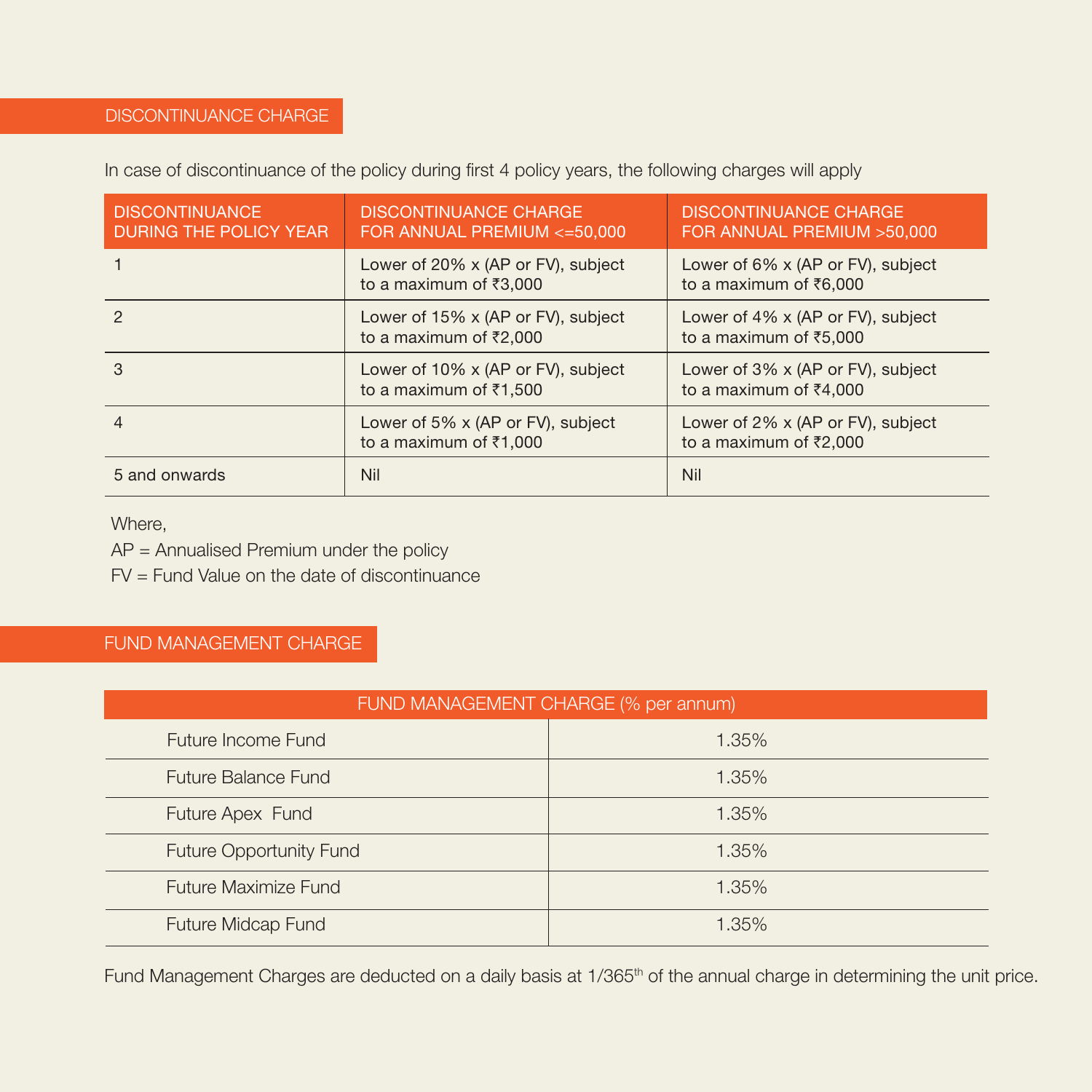## DISCONTINUANCE CHARGE

In case of discontinuance of the policy during first 4 policy years, the following charges will apply

| DISCONTINUANCE DURING THE POLICY YEAR | DISCONTINUANCE CHARGE FOR ANNUAL PREMIUM <=50,000 | DISCONTINUANCE CHARGE FOR ANNUAL PREMIUM >50,000 |
|---|---|---|
| 1 | Lower of 20% x (AP or FV), subject to a maximum of ₹3,000 | Lower of 6% x (AP or FV), subject to a maximum of ₹6,000 |
| 2 | Lower of 15% x (AP or FV), subject to a maximum of ₹2,000 | Lower of 4% x (AP or FV), subject to a maximum of ₹5,000 |
| 3 | Lower of 10% x (AP or FV), subject to a maximum of ₹1,500 | Lower of 3% x (AP or FV), subject to a maximum of ₹4,000 |
| 4 | Lower of 5% x (AP or FV), subject to a maximum of ₹1,000 | Lower of 2% x (AP or FV), subject to a maximum of ₹2,000 |
| 5 and onwards | Nil | Nil |

Where,

AP = Annualised Premium under the policy

FV = Fund Value on the date of discontinuance

## FUND MANAGEMENT CHARGE

| FUND MANAGEMENT CHARGE (% per annum) | |
|---|---|
| Future Income Fund | 1.35% |
| Future Balance Fund | 1.35% |
| Future Apex Fund | 1.35% |
| Future Opportunity Fund | 1.35% |
| Future Maximize Fund | 1.35% |
| Future Midcap Fund | 1.35% |

Fund Management Charges are deducted on a daily basis at 1/365th of the annual charge in determining the unit price.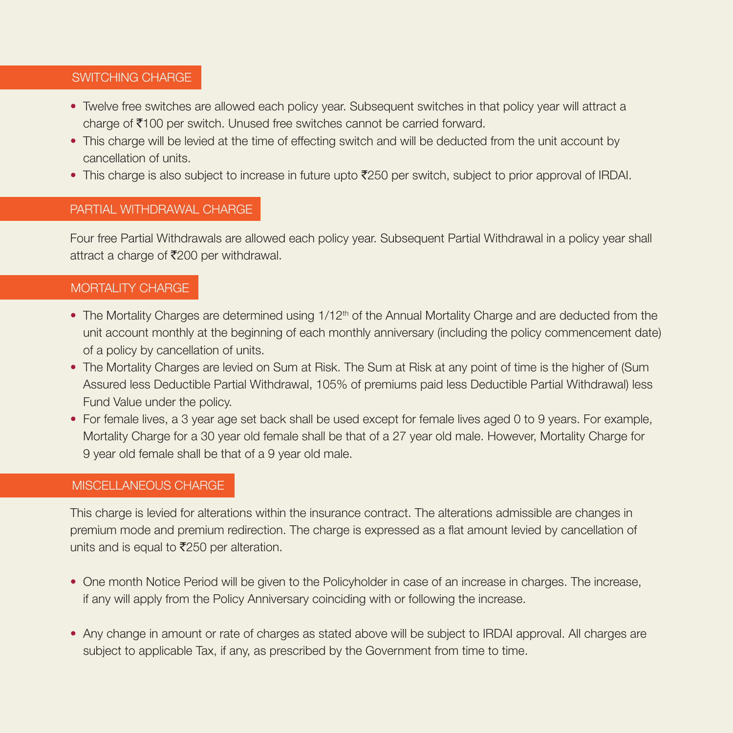## SWITCHING CHARGE

- Twelve free switches are allowed each policy year. Subsequent switches in that policy year will attract a charge of ₹100 per switch. Unused free switches cannot be carried forward.
- This charge will be levied at the time of effecting switch and will be deducted from the unit account by cancellation of units.
- This charge is also subject to increase in future upto ₹250 per switch, subject to prior approval of IRDAI.

## PARTIAL WITHDRAWAL CHARGE

Four free Partial Withdrawals are allowed each policy year. Subsequent Partial Withdrawal in a policy year shall attract a charge of ₹200 per withdrawal.

## MORTALITY CHARGE

- The Mortality Charges are determined using 1/12th of the Annual Mortality Charge and are deducted from the unit account monthly at the beginning of each monthly anniversary (including the policy commencement date) of a policy by cancellation of units.
- The Mortality Charges are levied on Sum at Risk. The Sum at Risk at any point of time is the higher of (Sum Assured less Deductible Partial Withdrawal, 105% of premiums paid less Deductible Partial Withdrawal) less Fund Value under the policy.
- For female lives, a 3 year age set back shall be used except for female lives aged 0 to 9 years. For example, Mortality Charge for a 30 year old female shall be that of a 27 year old male. However, Mortality Charge for 9 year old female shall be that of a 9 year old male.

## MISCELLANEOUS CHARGE

This charge is levied for alterations within the insurance contract. The alterations admissible are changes in premium mode and premium redirection. The charge is expressed as a flat amount levied by cancellation of units and is equal to ₹250 per alteration.

- One month Notice Period will be given to the Policyholder in case of an increase in charges. The increase, if any will apply from the Policy Anniversary coinciding with or following the increase.

- Any change in amount or rate of charges as stated above will be subject to IRDAI approval. All charges are subject to applicable Tax, if any, as prescribed by the Government from time to time.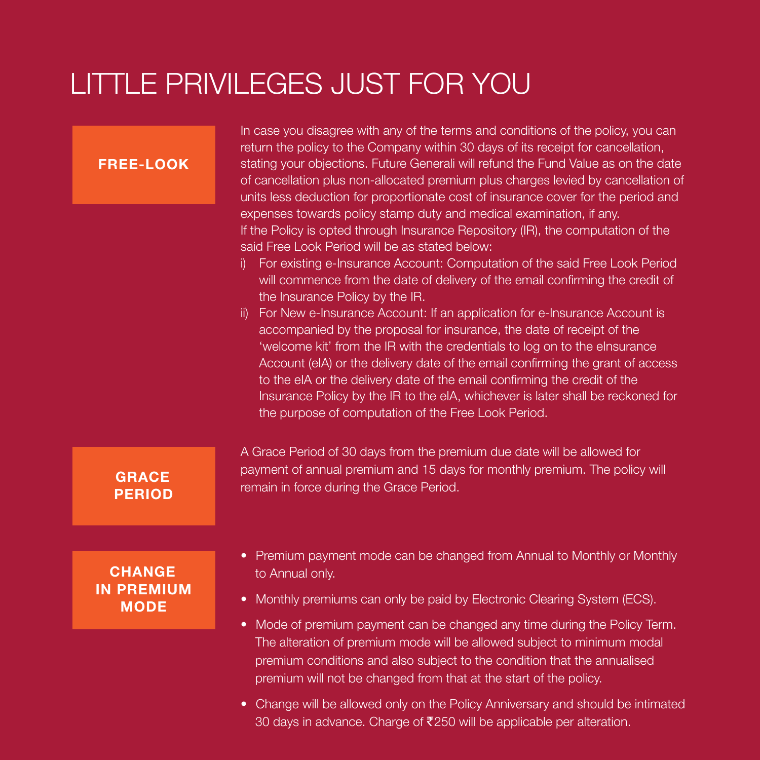# LITTLE PRIVILEGES JUST FOR YOU

## FREE-LOOK

In case you disagree with any of the terms and conditions of the policy, you can return the policy to the Company within 30 days of its receipt for cancellation, stating your objections. Future Generali will refund the Fund Value as on the date of cancellation plus non-allocated premium plus charges levied by cancellation of units less deduction for proportionate cost of insurance cover for the period and expenses towards policy stamp duty and medical examination, if any.

If the Policy is opted through Insurance Repository (IR), the computation of the said Free Look Period will be as stated below:

i) For existing e-Insurance Account: Computation of the said Free Look Period will commence from the date of delivery of the email confirming the credit of the Insurance Policy by the IR.

ii) For New e-Insurance Account: If an application for e-Insurance Account is accompanied by the proposal for insurance, the date of receipt of the 'welcome kit' from the IR with the credentials to log on to the eInsurance Account (eIA) or the delivery date of the email confirming the grant of access to the eIA or the delivery date of the email confirming the credit of the Insurance Policy by the IR to the eIA, whichever is later shall be reckoned for the purpose of computation of the Free Look Period.

## GRACE PERIOD

A Grace Period of 30 days from the premium due date will be allowed for payment of annual premium and 15 days for monthly premium. The policy will remain in force during the Grace Period.

## CHANGE IN PREMIUM MODE

- Premium payment mode can be changed from Annual to Monthly or Monthly to Annual only.
- Monthly premiums can only be paid by Electronic Clearing System (ECS).
- Mode of premium payment can be changed any time during the Policy Term. The alteration of premium mode will be allowed subject to minimum modal premium conditions and also subject to the condition that the annualised premium will not be changed from that at the start of the policy.
- Change will be allowed only on the Policy Anniversary and should be intimated 30 days in advance. Charge of ₹250 will be applicable per alteration.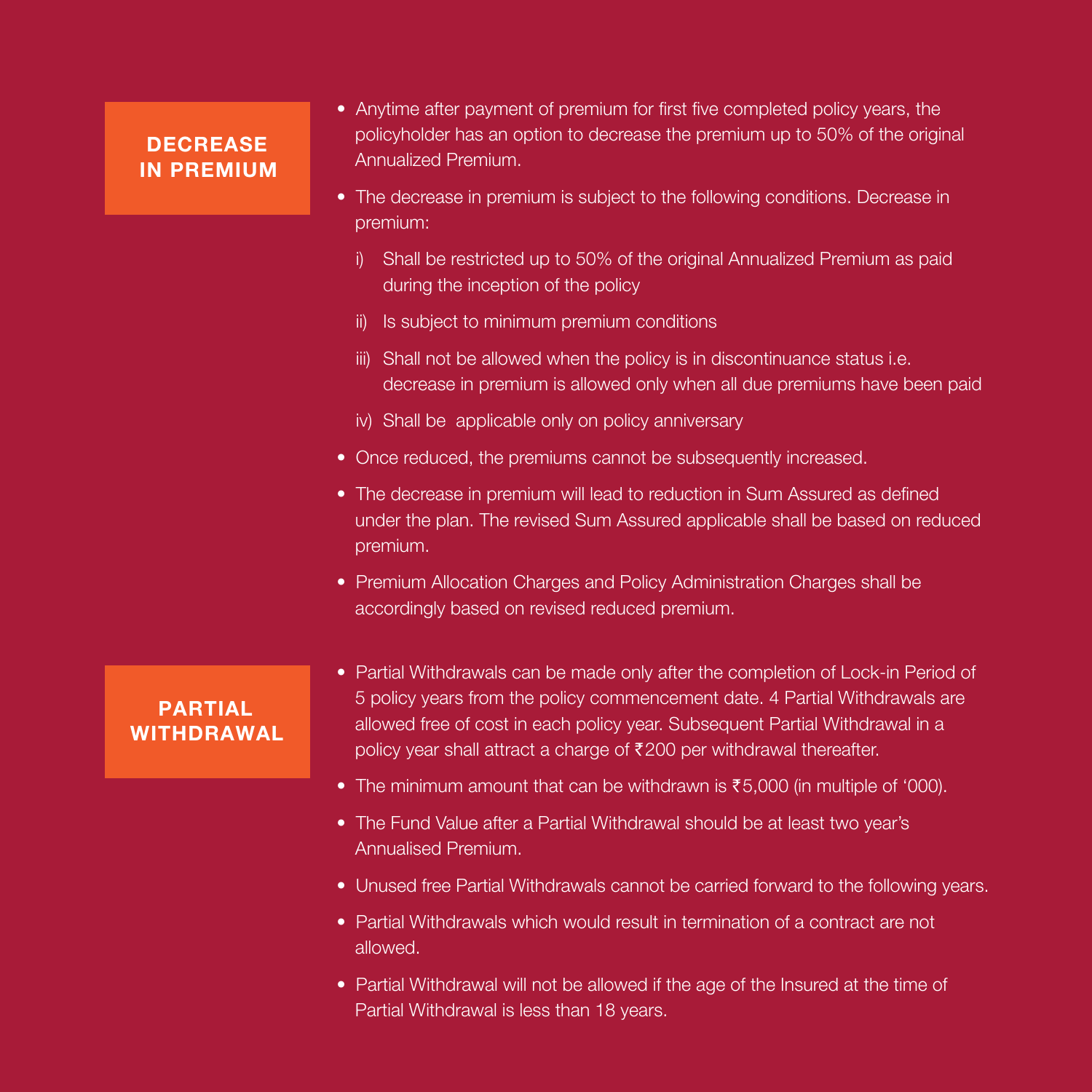## DECREASE IN PREMIUM

- Anytime after payment of premium for first five completed policy years, the policyholder has an option to decrease the premium up to 50% of the original Annualized Premium.
- The decrease in premium is subject to the following conditions. Decrease in premium:
  - i) Shall be restricted up to 50% of the original Annualized Premium as paid during the inception of the policy
  - ii) Is subject to minimum premium conditions
  - iii) Shall not be allowed when the policy is in discontinuance status i.e. decrease in premium is allowed only when all due premiums have been paid
  - iv) Shall be applicable only on policy anniversary
- Once reduced, the premiums cannot be subsequently increased.
- The decrease in premium will lead to reduction in Sum Assured as defined under the plan. The revised Sum Assured applicable shall be based on reduced premium.
- Premium Allocation Charges and Policy Administration Charges shall be accordingly based on revised reduced premium.

## PARTIAL WITHDRAWAL

- Partial Withdrawals can be made only after the completion of Lock-in Period of 5 policy years from the policy commencement date. 4 Partial Withdrawals are allowed free of cost in each policy year. Subsequent Partial Withdrawal in a policy year shall attract a charge of ₹200 per withdrawal thereafter.
- The minimum amount that can be withdrawn is ₹5,000 (in multiple of '000).
- The Fund Value after a Partial Withdrawal should be at least two year's Annualised Premium.
- Unused free Partial Withdrawals cannot be carried forward to the following years.
- Partial Withdrawals which would result in termination of a contract are not allowed.
- Partial Withdrawal will not be allowed if the age of the Insured at the time of Partial Withdrawal is less than 18 years.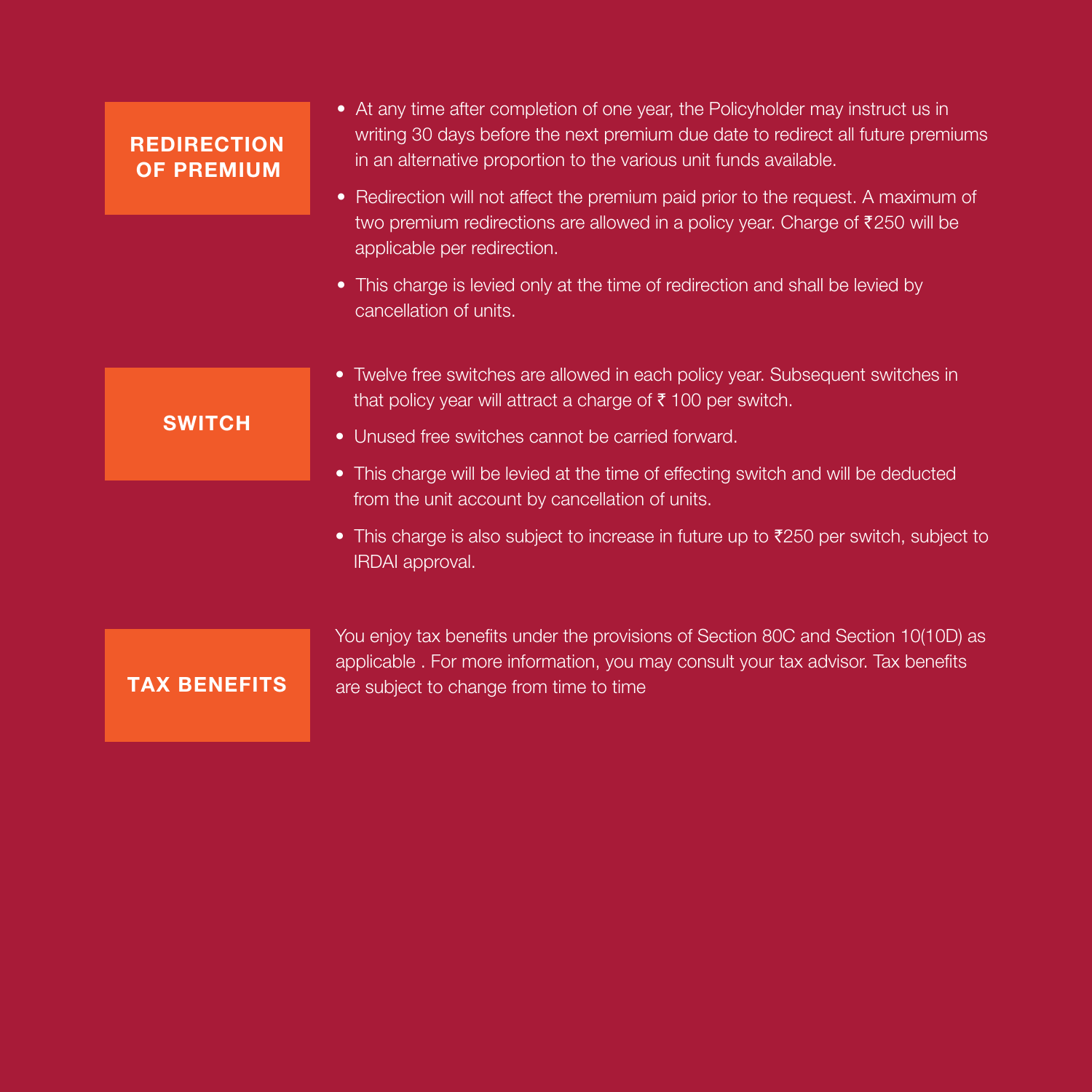## REDIRECTION OF PREMIUM

- At any time after completion of one year, the Policyholder may instruct us in writing 30 days before the next premium due date to redirect all future premiums in an alternative proportion to the various unit funds available.
- Redirection will not affect the premium paid prior to the request. A maximum of two premium redirections are allowed in a policy year. Charge of ₹250 will be applicable per redirection.
- This charge is levied only at the time of redirection and shall be levied by cancellation of units.

## SWITCH

- Twelve free switches are allowed in each policy year. Subsequent switches in that policy year will attract a charge of ₹ 100 per switch.
- Unused free switches cannot be carried forward.
- This charge will be levied at the time of effecting switch and will be deducted from the unit account by cancellation of units.
- This charge is also subject to increase in future up to ₹250 per switch, subject to IRDAI approval.

## TAX BENEFITS

You enjoy tax benefits under the provisions of Section 80C and Section 10(10D) as applicable . For more information, you may consult your tax advisor. Tax benefits are subject to change from time to time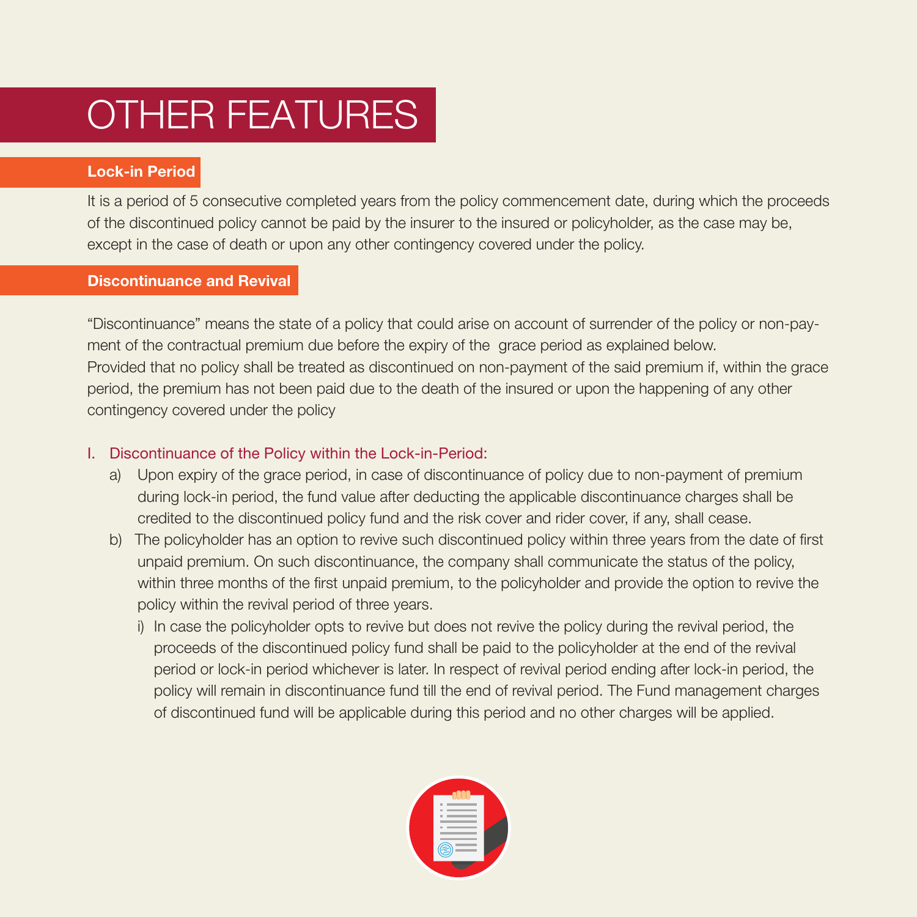# OTHER FEATURES

## Lock-in Period

It is a period of 5 consecutive completed years from the policy commencement date, during which the proceeds of the discontinued policy cannot be paid by the insurer to the insured or policyholder, as the case may be, except in the case of death or upon any other contingency covered under the policy.

## Discontinuance and Revival

"Discontinuance" means the state of a policy that could arise on account of surrender of the policy or non-payment of the contractual premium due before the expiry of the grace period as explained below.
Provided that no policy shall be treated as discontinued on non-payment of the said premium if, within the grace period, the premium has not been paid due to the death of the insured or upon the happening of any other contingency covered under the policy

I. Discontinuance of the Policy within the Lock-in-Period:

a) Upon expiry of the grace period, in case of discontinuance of policy due to non-payment of premium during lock-in period, the fund value after deducting the applicable discontinuance charges shall be credited to the discontinued policy fund and the risk cover and rider cover, if any, shall cease.

b) The policyholder has an option to revive such discontinued policy within three years from the date of first unpaid premium. On such discontinuance, the company shall communicate the status of the policy, within three months of the first unpaid premium, to the policyholder and provide the option to revive the policy within the revival period of three years.

   i) In case the policyholder opts to revive but does not revive the policy during the revival period, the proceeds of the discontinued policy fund shall be paid to the policyholder at the end of the revival period or lock-in period whichever is later. In respect of revival period ending after lock-in period, the policy will remain in discontinuance fund till the end of revival period. The Fund management charges of discontinued fund will be applicable during this period and no other charges will be applied.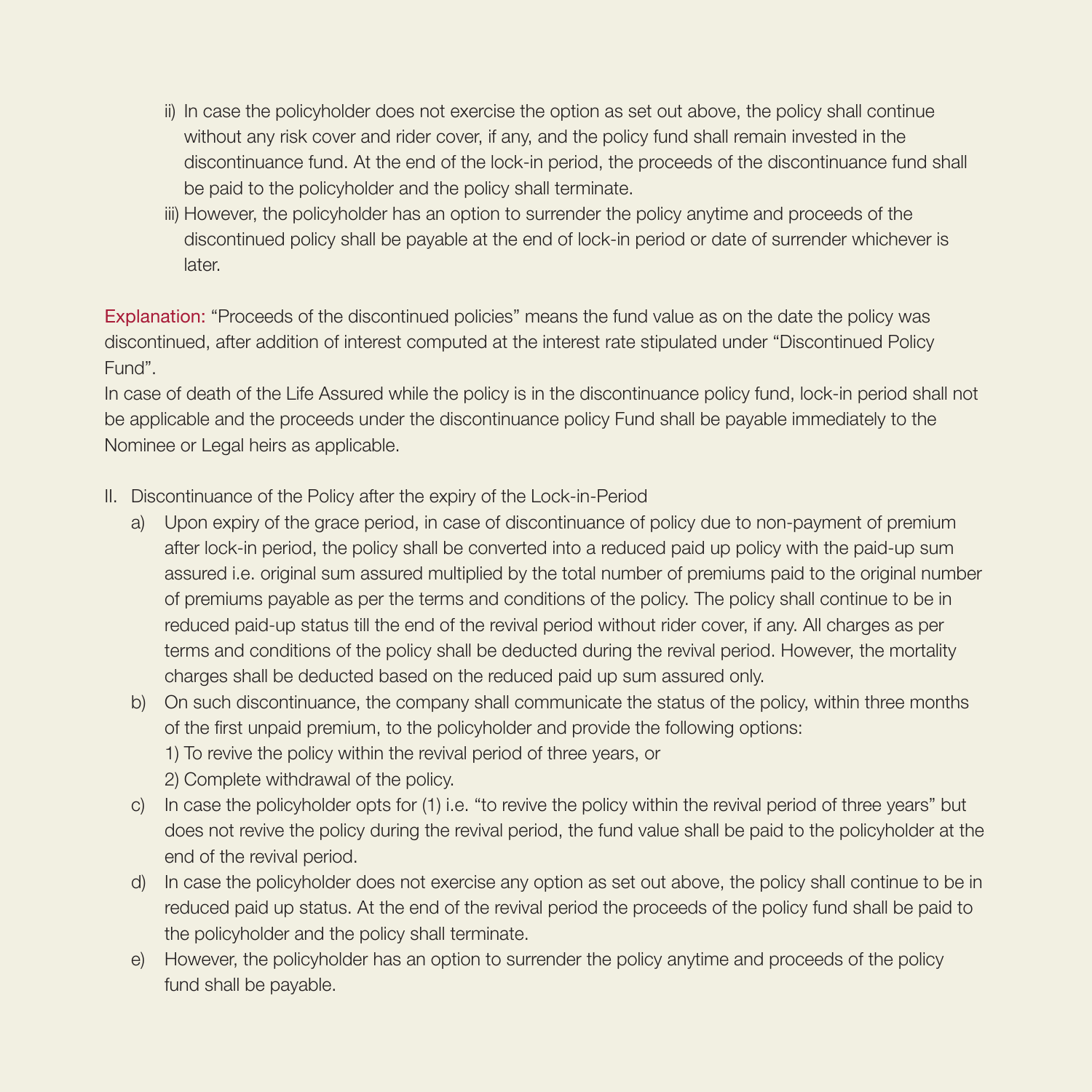ii) In case the policyholder does not exercise the option as set out above, the policy shall continue without any risk cover and rider cover, if any, and the policy fund shall remain invested in the discontinuance fund. At the end of the lock-in period, the proceeds of the discontinuance fund shall be paid to the policyholder and the policy shall terminate.

iii) However, the policyholder has an option to surrender the policy anytime and proceeds of the discontinued policy shall be payable at the end of lock-in period or date of surrender whichever is later.

Explanation: "Proceeds of the discontinued policies" means the fund value as on the date the policy was discontinued, after addition of interest computed at the interest rate stipulated under "Discontinued Policy Fund".

In case of death of the Life Assured while the policy is in the discontinuance policy fund, lock-in period shall not be applicable and the proceeds under the discontinuance policy Fund shall be payable immediately to the Nominee or Legal heirs as applicable.

II. Discontinuance of the Policy after the expiry of the Lock-in-Period

a) Upon expiry of the grace period, in case of discontinuance of policy due to non-payment of premium after lock-in period, the policy shall be converted into a reduced paid up policy with the paid-up sum assured i.e. original sum assured multiplied by the total number of premiums paid to the original number of premiums payable as per the terms and conditions of the policy. The policy shall continue to be in reduced paid-up status till the end of the revival period without rider cover, if any. All charges as per terms and conditions of the policy shall be deducted during the revival period. However, the mortality charges shall be deducted based on the reduced paid up sum assured only.

b) On such discontinuance, the company shall communicate the status of the policy, within three months of the first unpaid premium, to the policyholder and provide the following options:

   1) To revive the policy within the revival period of three years, or

   2) Complete withdrawal of the policy.

c) In case the policyholder opts for (1) i.e. "to revive the policy within the revival period of three years" but does not revive the policy during the revival period, the fund value shall be paid to the policyholder at the end of the revival period.

d) In case the policyholder does not exercise any option as set out above, the policy shall continue to be in reduced paid up status. At the end of the revival period the proceeds of the policy fund shall be paid to the policyholder and the policy shall terminate.

e) However, the policyholder has an option to surrender the policy anytime and proceeds of the policy fund shall be payable.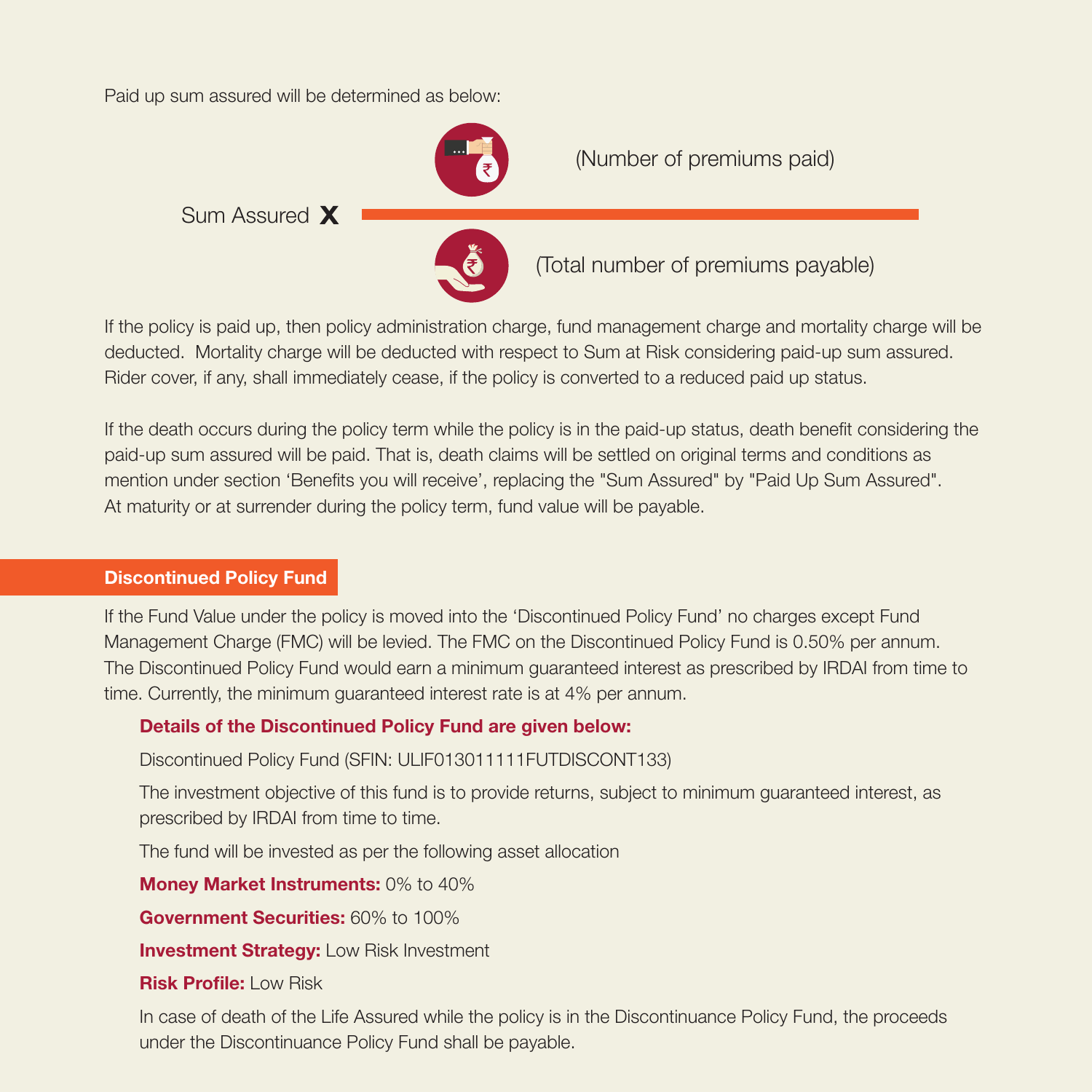Paid up sum assured will be determined as below:

$$\text{Sum Assured} \times \frac{\text{(Number of premiums paid)}}{\text{(Total number of premiums payable)}}$$

If the policy is paid up, then policy administration charge, fund management charge and mortality charge will be deducted. Mortality charge will be deducted with respect to Sum at Risk considering paid-up sum assured. Rider cover, if any, shall immediately cease, if the policy is converted to a reduced paid up status.

If the death occurs during the policy term while the policy is in the paid-up status, death benefit considering the paid-up sum assured will be paid. That is, death claims will be settled on original terms and conditions as mention under section 'Benefits you will receive', replacing the "Sum Assured" by "Paid Up Sum Assured". At maturity or at surrender during the policy term, fund value will be payable.

## Discontinued Policy Fund

If the Fund Value under the policy is moved into the 'Discontinued Policy Fund' no charges except Fund Management Charge (FMC) will be levied. The FMC on the Discontinued Policy Fund is 0.50% per annum. The Discontinued Policy Fund would earn a minimum guaranteed interest as prescribed by IRDAI from time to time. Currently, the minimum guaranteed interest rate is at 4% per annum.

**Details of the Discontinued Policy Fund are given below:**

Discontinued Policy Fund (SFIN: ULIF013011111FUTDISCONT133)

The investment objective of this fund is to provide returns, subject to minimum guaranteed interest, as prescribed by IRDAI from time to time.

The fund will be invested as per the following asset allocation

**Money Market Instruments:** 0% to 40%

**Government Securities:** 60% to 100%

**Investment Strategy:** Low Risk Investment

**Risk Profile:** Low Risk

In case of death of the Life Assured while the policy is in the Discontinuance Policy Fund, the proceeds under the Discontinuance Policy Fund shall be payable.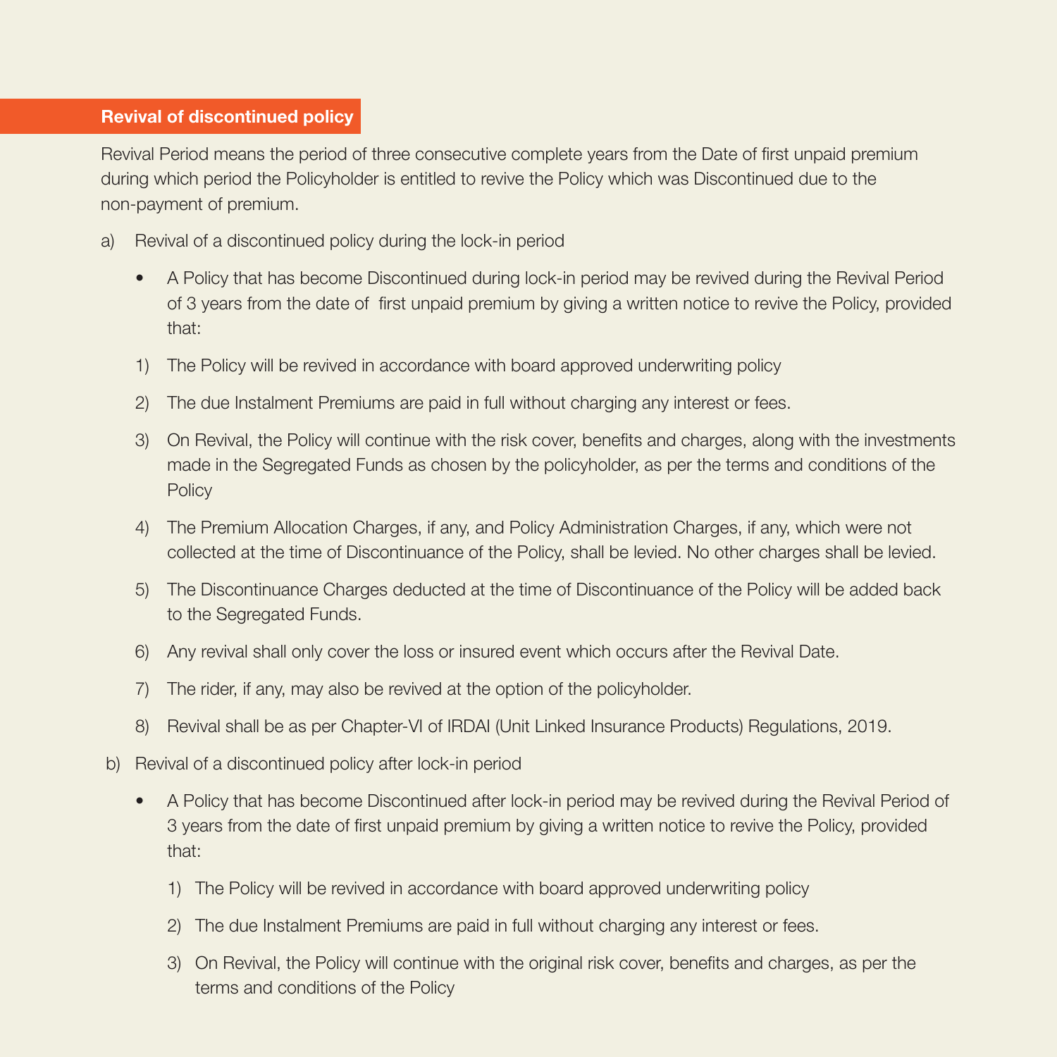## Revival of discontinued policy

Revival Period means the period of three consecutive complete years from the Date of first unpaid premium during which period the Policyholder is entitled to revive the Policy which was Discontinued due to the non-payment of premium.

a) Revival of a discontinued policy during the lock-in period

- A Policy that has become Discontinued during lock-in period may be revived during the Revival Period of 3 years from the date of first unpaid premium by giving a written notice to revive the Policy, provided that:

1) The Policy will be revived in accordance with board approved underwriting policy
2) The due Instalment Premiums are paid in full without charging any interest or fees.
3) On Revival, the Policy will continue with the risk cover, benefits and charges, along with the investments made in the Segregated Funds as chosen by the policyholder, as per the terms and conditions of the Policy
4) The Premium Allocation Charges, if any, and Policy Administration Charges, if any, which were not collected at the time of Discontinuance of the Policy, shall be levied. No other charges shall be levied.
5) The Discontinuance Charges deducted at the time of Discontinuance of the Policy will be added back to the Segregated Funds.
6) Any revival shall only cover the loss or insured event which occurs after the Revival Date.
7) The rider, if any, may also be revived at the option of the policyholder.
8) Revival shall be as per Chapter-VI of IRDAI (Unit Linked Insurance Products) Regulations, 2019.

b) Revival of a discontinued policy after lock-in period

- A Policy that has become Discontinued after lock-in period may be revived during the Revival Period of 3 years from the date of first unpaid premium by giving a written notice to revive the Policy, provided that:

  1) The Policy will be revived in accordance with board approved underwriting policy
  2) The due Instalment Premiums are paid in full without charging any interest or fees.
  3) On Revival, the Policy will continue with the original risk cover, benefits and charges, as per the terms and conditions of the Policy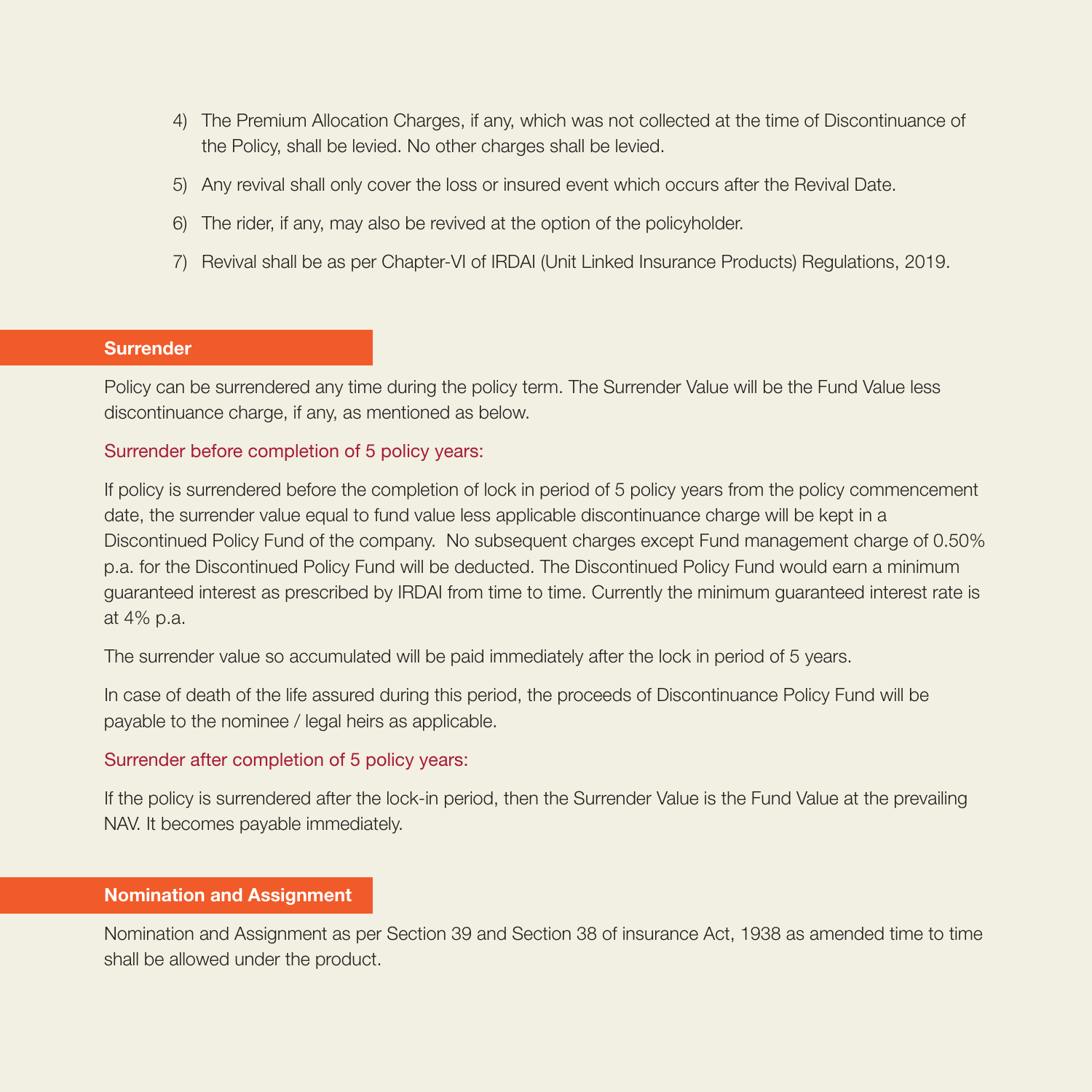4) The Premium Allocation Charges, if any, which was not collected at the time of Discontinuance of the Policy, shall be levied. No other charges shall be levied.

5) Any revival shall only cover the loss or insured event which occurs after the Revival Date.

6) The rider, if any, may also be revived at the option of the policyholder.

7) Revival shall be as per Chapter-VI of IRDAI (Unit Linked Insurance Products) Regulations, 2019.

## Surrender

Policy can be surrendered any time during the policy term. The Surrender Value will be the Fund Value less discontinuance charge, if any, as mentioned as below.

### Surrender before completion of 5 policy years:

If policy is surrendered before the completion of lock in period of 5 policy years from the policy commencement date, the surrender value equal to fund value less applicable discontinuance charge will be kept in a Discontinued Policy Fund of the company. No subsequent charges except Fund management charge of 0.50% p.a. for the Discontinued Policy Fund will be deducted. The Discontinued Policy Fund would earn a minimum guaranteed interest as prescribed by IRDAI from time to time. Currently the minimum guaranteed interest rate is at 4% p.a.

The surrender value so accumulated will be paid immediately after the lock in period of 5 years.

In case of death of the life assured during this period, the proceeds of Discontinuance Policy Fund will be payable to the nominee / legal heirs as applicable.

### Surrender after completion of 5 policy years:

If the policy is surrendered after the lock-in period, then the Surrender Value is the Fund Value at the prevailing NAV. It becomes payable immediately.

## Nomination and Assignment

Nomination and Assignment as per Section 39 and Section 38 of insurance Act, 1938 as amended time to time shall be allowed under the product.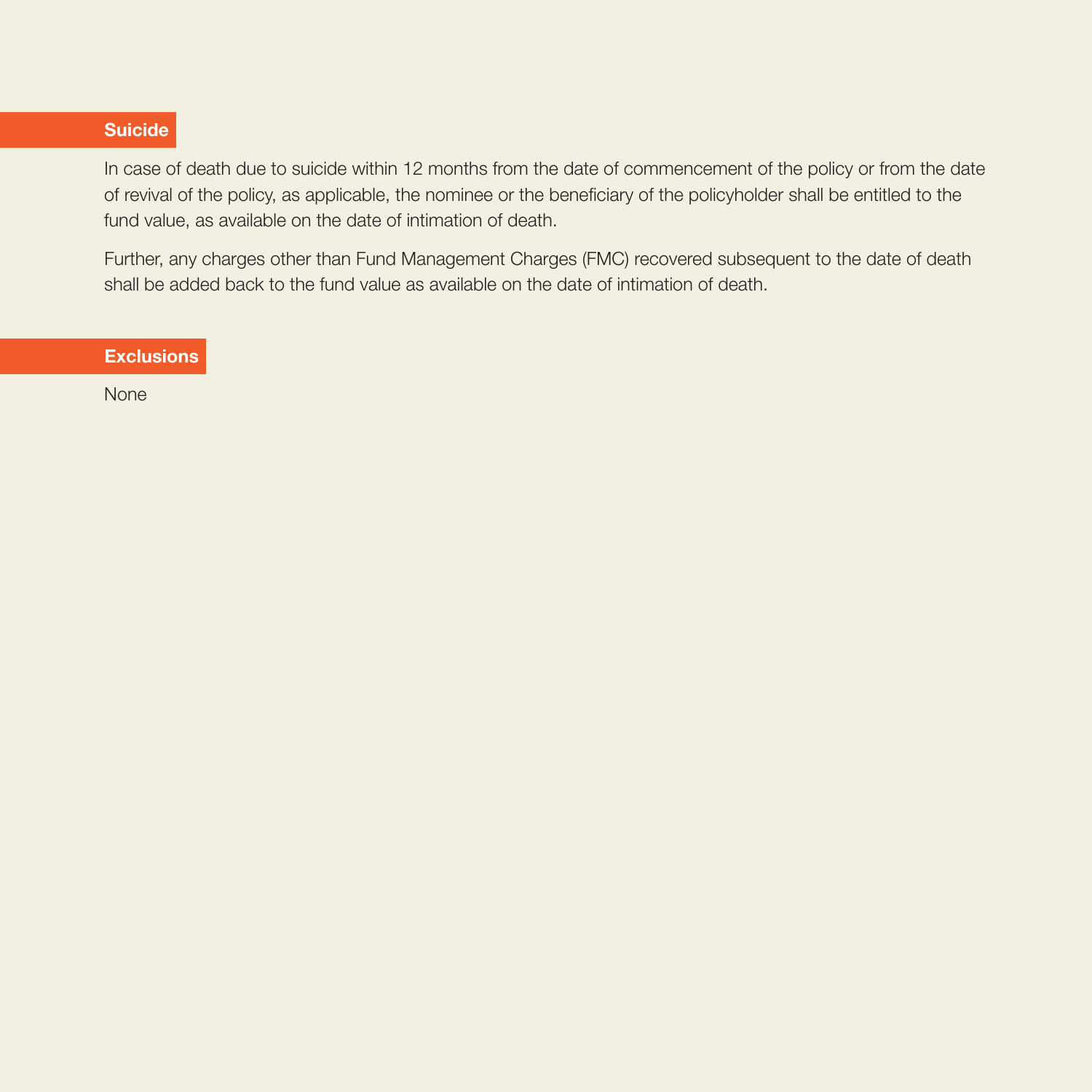## Suicide

In case of death due to suicide within 12 months from the date of commencement of the policy or from the date of revival of the policy, as applicable, the nominee or the beneficiary of the policyholder shall be entitled to the fund value, as available on the date of intimation of death.

Further, any charges other than Fund Management Charges (FMC) recovered subsequent to the date of death shall be added back to the fund value as available on the date of intimation of death.

## Exclusions

None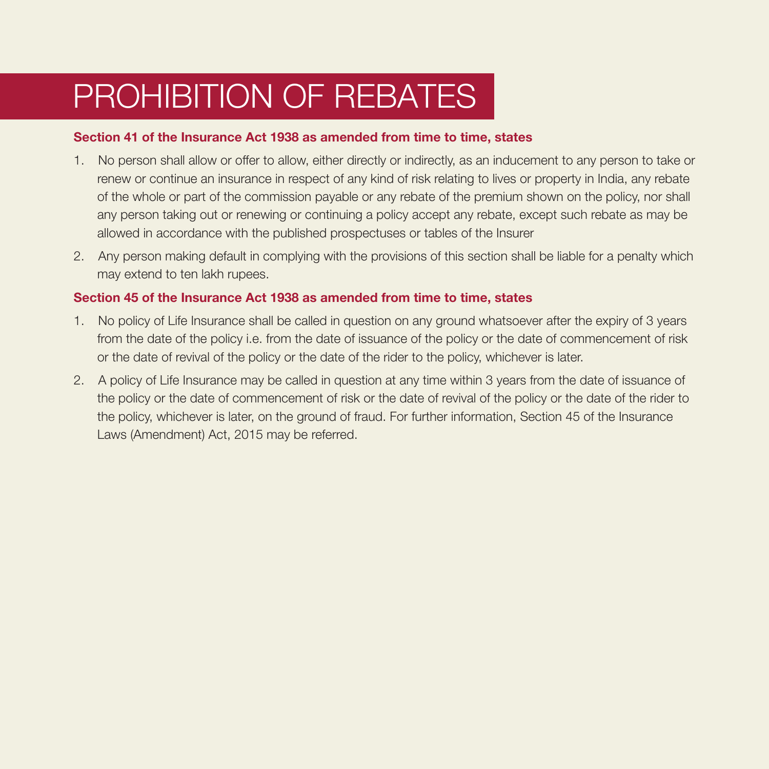# PROHIBITION OF REBATES

**Section 41 of the Insurance Act 1938 as amended from time to time, states**

1. No person shall allow or offer to allow, either directly or indirectly, as an inducement to any person to take or renew or continue an insurance in respect of any kind of risk relating to lives or property in India, any rebate of the whole or part of the commission payable or any rebate of the premium shown on the policy, nor shall any person taking out or renewing or continuing a policy accept any rebate, except such rebate as may be allowed in accordance with the published prospectuses or tables of the Insurer
2. Any person making default in complying with the provisions of this section shall be liable for a penalty which may extend to ten lakh rupees.

**Section 45 of the Insurance Act 1938 as amended from time to time, states**

1. No policy of Life Insurance shall be called in question on any ground whatsoever after the expiry of 3 years from the date of the policy i.e. from the date of issuance of the policy or the date of commencement of risk or the date of revival of the policy or the date of the rider to the policy, whichever is later.
2. A policy of Life Insurance may be called in question at any time within 3 years from the date of issuance of the policy or the date of commencement of risk or the date of revival of the policy or the date of the rider to the policy, whichever is later, on the ground of fraud. For further information, Section 45 of the Insurance Laws (Amendment) Act, 2015 may be referred.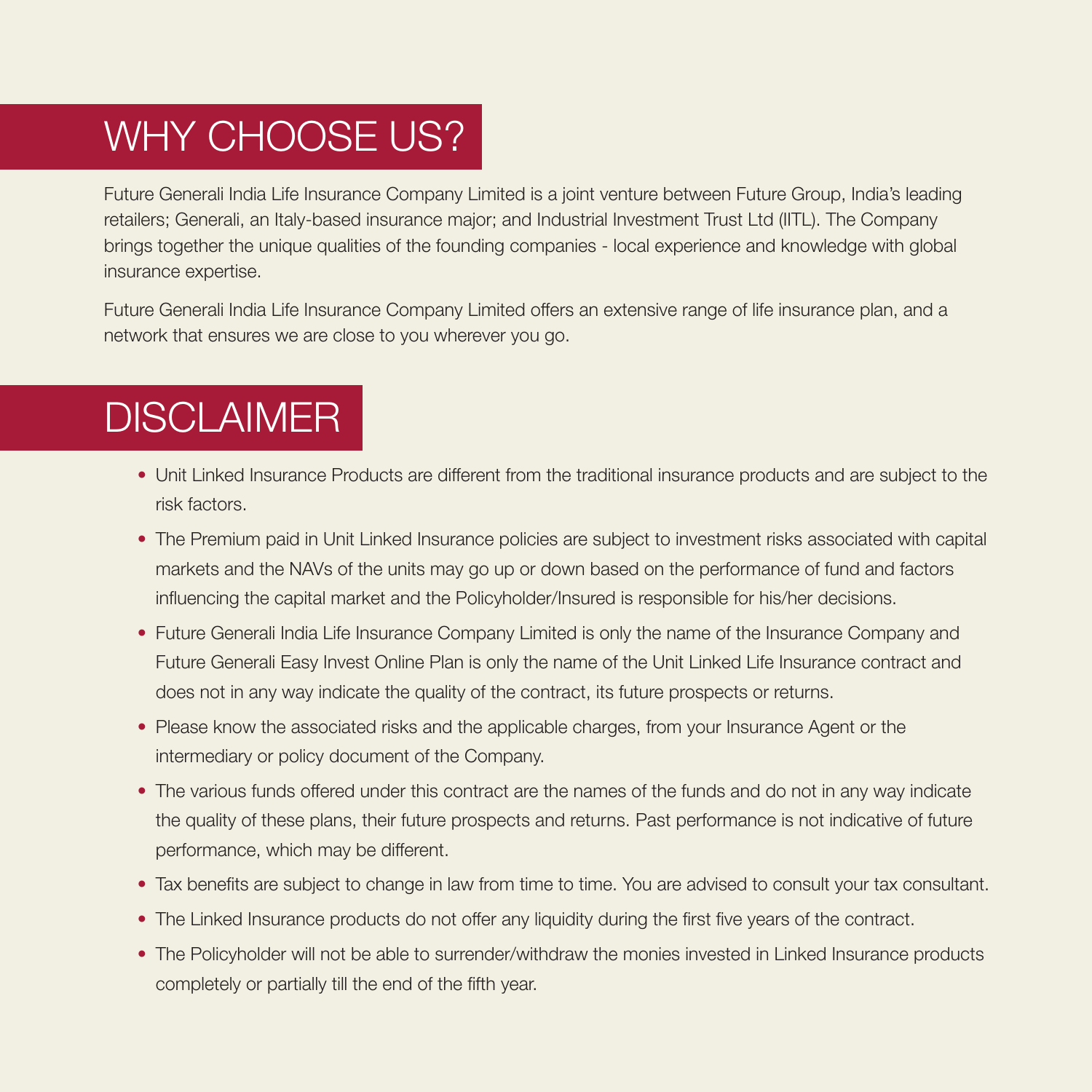## WHY CHOOSE US?

Future Generali India Life Insurance Company Limited is a joint venture between Future Group, India's leading retailers; Generali, an Italy-based insurance major; and Industrial Investment Trust Ltd (IITL). The Company brings together the unique qualities of the founding companies - local experience and knowledge with global insurance expertise.

Future Generali India Life Insurance Company Limited offers an extensive range of life insurance plan, and a network that ensures we are close to you wherever you go.

## DISCLAIMER

- Unit Linked Insurance Products are different from the traditional insurance products and are subject to the risk factors.
- The Premium paid in Unit Linked Insurance policies are subject to investment risks associated with capital markets and the NAVs of the units may go up or down based on the performance of fund and factors influencing the capital market and the Policyholder/Insured is responsible for his/her decisions.
- Future Generali India Life Insurance Company Limited is only the name of the Insurance Company and Future Generali Easy Invest Online Plan is only the name of the Unit Linked Life Insurance contract and does not in any way indicate the quality of the contract, its future prospects or returns.
- Please know the associated risks and the applicable charges, from your Insurance Agent or the intermediary or policy document of the Company.
- The various funds offered under this contract are the names of the funds and do not in any way indicate the quality of these plans, their future prospects and returns. Past performance is not indicative of future performance, which may be different.
- Tax benefits are subject to change in law from time to time. You are advised to consult your tax consultant.
- The Linked Insurance products do not offer any liquidity during the first five years of the contract.
- The Policyholder will not be able to surrender/withdraw the monies invested in Linked Insurance products completely or partially till the end of the fifth year.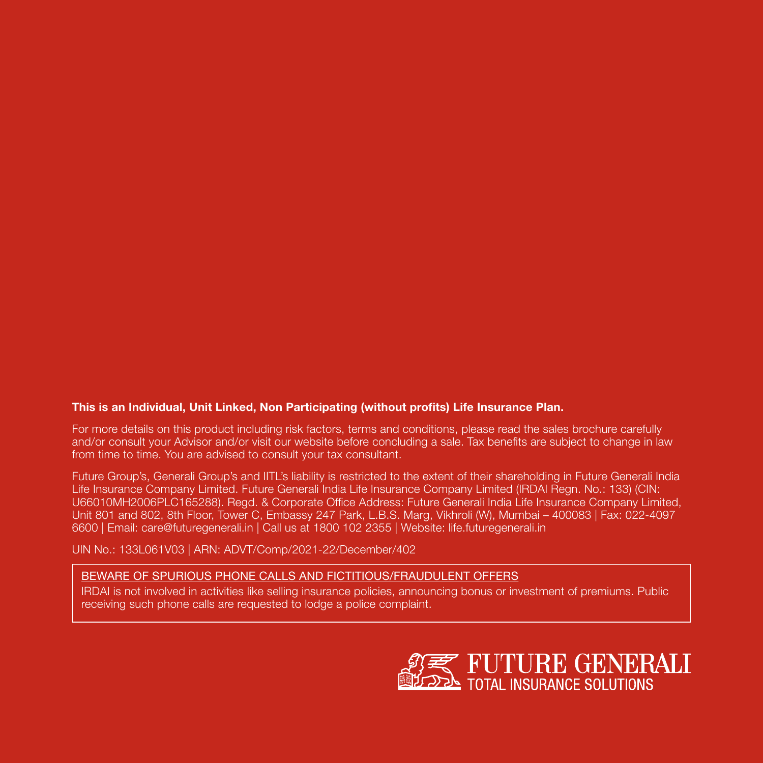**This is an Individual, Unit Linked, Non Participating (without profits) Life Insurance Plan.**

For more details on this product including risk factors, terms and conditions, please read the sales brochure carefully and/or consult your Advisor and/or visit our website before concluding a sale. Tax benefits are subject to change in law from time to time. You are advised to consult your tax consultant.

Future Group's, Generali Group's and IITL's liability is restricted to the extent of their shareholding in Future Generali India Life Insurance Company Limited. Future Generali India Life Insurance Company Limited (IRDAI Regn. No.: 133) (CIN: U66010MH2006PLC165288). Regd. & Corporate Office Address: Future Generali India Life Insurance Company Limited, Unit 801 and 802, 8th Floor, Tower C, Embassy 247 Park, L.B.S. Marg, Vikhroli (W), Mumbai – 400083 | Fax: 022-4097 6600 | Email: care@futuregenerali.in | Call us at 1800 102 2355 | Website: life.futuregenerali.in

UIN No.: 133L061V03 | ARN: ADVT/Comp/2021-22/December/402

BEWARE OF SPURIOUS PHONE CALLS AND FICTITIOUS/FRAUDULENT OFFERS

IRDAI is not involved in activities like selling insurance policies, announcing bonus or investment of premiums. Public receiving such phone calls are requested to lodge a police complaint.

FUTURE GENERALI
TOTAL INSURANCE SOLUTIONS